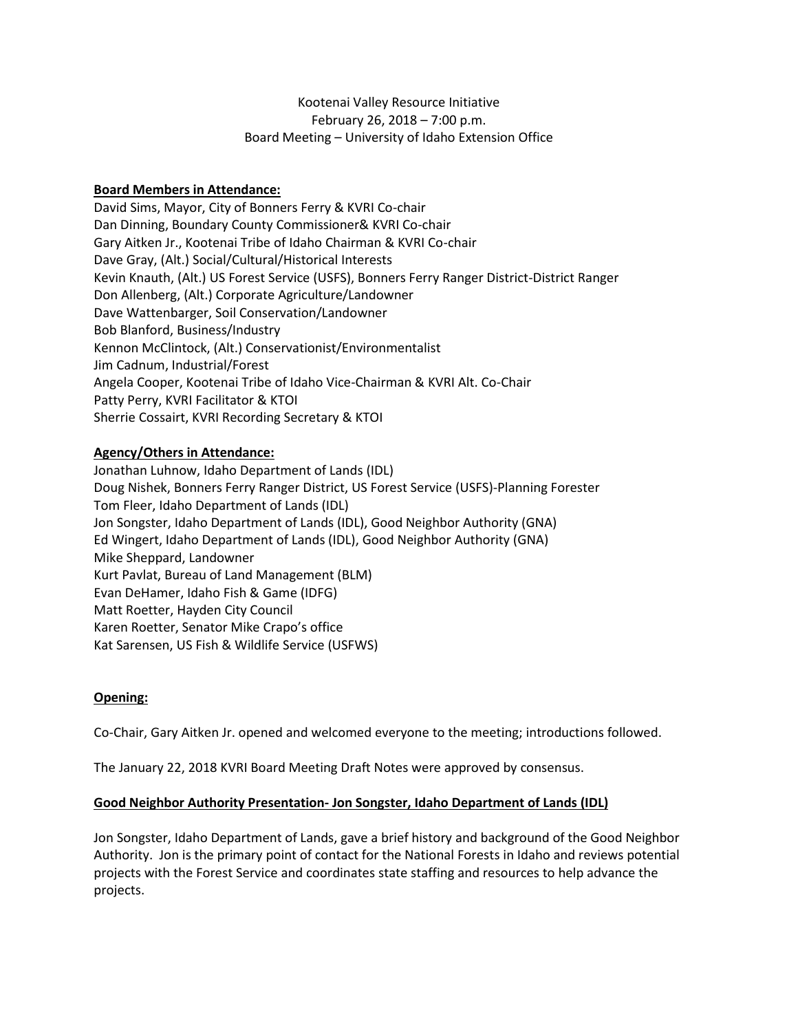Kootenai Valley Resource Initiative
February 26, 2018 – 7:00 p.m.
Board Meeting – University of Idaho Extension Office

**Board Members in Attendance:**

David Sims, Mayor, City of Bonners Ferry & KVRI Co-chair
Dan Dinning, Boundary County Commissioner& KVRI Co-chair
Gary Aitken Jr., Kootenai Tribe of Idaho Chairman & KVRI Co-chair
Dave Gray, (Alt.) Social/Cultural/Historical Interests
Kevin Knauth, (Alt.) US Forest Service (USFS), Bonners Ferry Ranger District-District Ranger
Don Allenberg, (Alt.) Corporate Agriculture/Landowner
Dave Wattenbarger, Soil Conservation/Landowner
Bob Blanford, Business/Industry
Kennon McClintock, (Alt.) Conservationist/Environmentalist
Jim Cadnum, Industrial/Forest
Angela Cooper, Kootenai Tribe of Idaho Vice-Chairman & KVRI Alt. Co-Chair
Patty Perry, KVRI Facilitator & KTOI
Sherrie Cossairt, KVRI Recording Secretary & KTOI

**Agency/Others in Attendance:**

Jonathan Luhnow, Idaho Department of Lands (IDL)
Doug Nishek, Bonners Ferry Ranger District, US Forest Service (USFS)-Planning Forester
Tom Fleer, Idaho Department of Lands (IDL)
Jon Songster, Idaho Department of Lands (IDL), Good Neighbor Authority (GNA)
Ed Wingert, Idaho Department of Lands (IDL), Good Neighbor Authority (GNA)
Mike Sheppard, Landowner
Kurt Pavlat, Bureau of Land Management (BLM)
Evan DeHamer, Idaho Fish & Game (IDFG)
Matt Roetter, Hayden City Council
Karen Roetter, Senator Mike Crapo's office
Kat Sarensen, US Fish & Wildlife Service (USFWS)

**Opening:**

Co-Chair, Gary Aitken Jr. opened and welcomed everyone to the meeting; introductions followed.

The January 22, 2018 KVRI Board Meeting Draft Notes were approved by consensus.

**Good Neighbor Authority Presentation- Jon Songster, Idaho Department of Lands (IDL)**

Jon Songster, Idaho Department of Lands, gave a brief history and background of the Good Neighbor Authority. Jon is the primary point of contact for the National Forests in Idaho and reviews potential projects with the Forest Service and coordinates state staffing and resources to help advance the projects.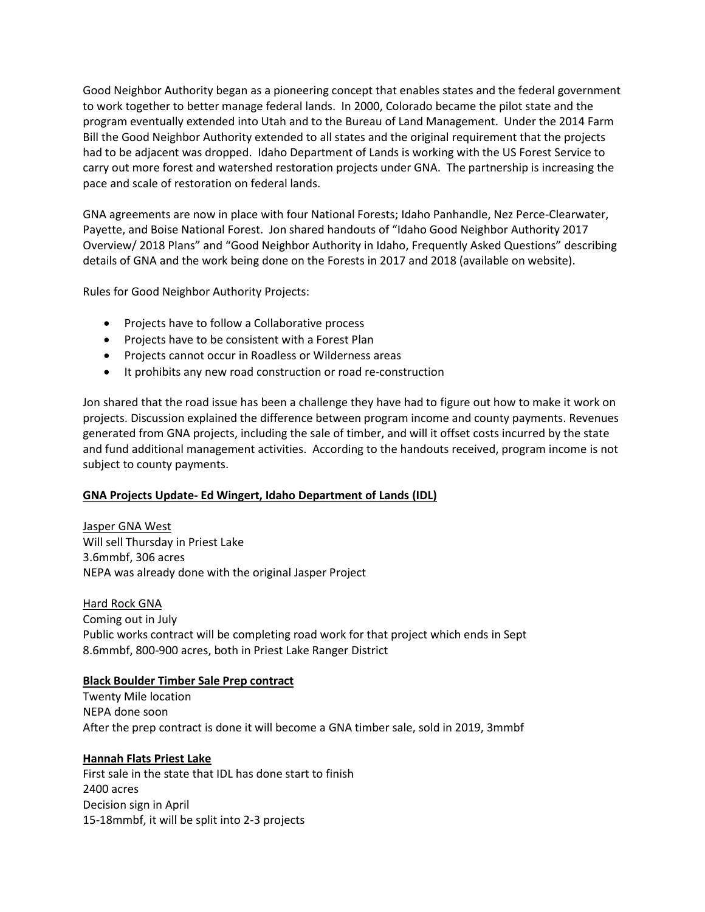Good Neighbor Authority began as a pioneering concept that enables states and the federal government to work together to better manage federal lands. In 2000, Colorado became the pilot state and the program eventually extended into Utah and to the Bureau of Land Management. Under the 2014 Farm Bill the Good Neighbor Authority extended to all states and the original requirement that the projects had to be adjacent was dropped. Idaho Department of Lands is working with the US Forest Service to carry out more forest and watershed restoration projects under GNA. The partnership is increasing the pace and scale of restoration on federal lands.

GNA agreements are now in place with four National Forests; Idaho Panhandle, Nez Perce-Clearwater, Payette, and Boise National Forest. Jon shared handouts of "Idaho Good Neighbor Authority 2017 Overview/ 2018 Plans" and "Good Neighbor Authority in Idaho, Frequently Asked Questions" describing details of GNA and the work being done on the Forests in 2017 and 2018 (available on website).

Rules for Good Neighbor Authority Projects:

- Projects have to follow a Collaborative process
- Projects have to be consistent with a Forest Plan
- Projects cannot occur in Roadless or Wilderness areas
- It prohibits any new road construction or road re-construction

Jon shared that the road issue has been a challenge they have had to figure out how to make it work on projects. Discussion explained the difference between program income and county payments. Revenues generated from GNA projects, including the sale of timber, and will it offset costs incurred by the state and fund additional management activities. According to the handouts received, program income is not subject to county payments.

**GNA Projects Update- Ed Wingert, Idaho Department of Lands (IDL)**

Jasper GNA West
Will sell Thursday in Priest Lake
3.6mmbf, 306 acres
NEPA was already done with the original Jasper Project

Hard Rock GNA
Coming out in July
Public works contract will be completing road work for that project which ends in Sept
8.6mmbf, 800-900 acres, both in Priest Lake Ranger District

**Black Boulder Timber Sale Prep contract**
Twenty Mile location
NEPA done soon
After the prep contract is done it will become a GNA timber sale, sold in 2019, 3mmbf

**Hannah Flats Priest Lake**
First sale in the state that IDL has done start to finish
2400 acres
Decision sign in April
15-18mmbf, it will be split into 2-3 projects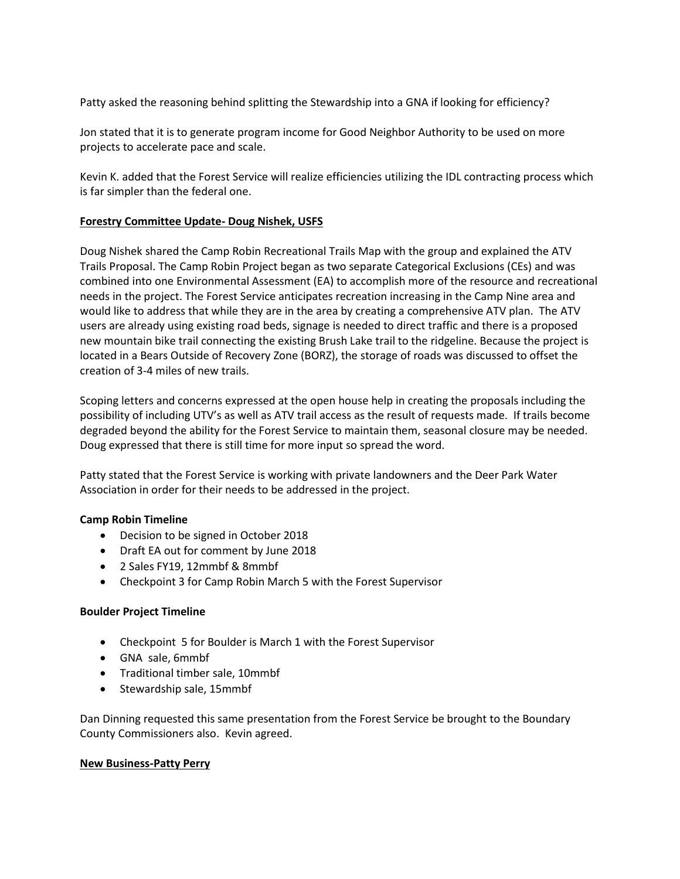Patty asked the reasoning behind splitting the Stewardship into a GNA if looking for efficiency?

Jon stated that it is to generate program income for Good Neighbor Authority to be used on more projects to accelerate pace and scale.

Kevin K. added that the Forest Service will realize efficiencies utilizing the IDL contracting process which is far simpler than the federal one.

**Forestry Committee Update- Doug Nishek, USFS**

Doug Nishek shared the Camp Robin Recreational Trails Map with the group and explained the ATV Trails Proposal. The Camp Robin Project began as two separate Categorical Exclusions (CEs) and was combined into one Environmental Assessment (EA) to accomplish more of the resource and recreational needs in the project. The Forest Service anticipates recreation increasing in the Camp Nine area and would like to address that while they are in the area by creating a comprehensive ATV plan. The ATV users are already using existing road beds, signage is needed to direct traffic and there is a proposed new mountain bike trail connecting the existing Brush Lake trail to the ridgeline. Because the project is located in a Bears Outside of Recovery Zone (BORZ), the storage of roads was discussed to offset the creation of 3-4 miles of new trails.

Scoping letters and concerns expressed at the open house help in creating the proposals including the possibility of including UTV's as well as ATV trail access as the result of requests made. If trails become degraded beyond the ability for the Forest Service to maintain them, seasonal closure may be needed. Doug expressed that there is still time for more input so spread the word.

Patty stated that the Forest Service is working with private landowners and the Deer Park Water Association in order for their needs to be addressed in the project.

**Camp Robin Timeline**

- Decision to be signed in October 2018
- Draft EA out for comment by June 2018
- 2 Sales FY19, 12mmbf & 8mmbf
- Checkpoint 3 for Camp Robin March 5 with the Forest Supervisor

**Boulder Project Timeline**

- Checkpoint 5 for Boulder is March 1 with the Forest Supervisor
- GNA sale, 6mmbf
- Traditional timber sale, 10mmbf
- Stewardship sale, 15mmbf

Dan Dinning requested this same presentation from the Forest Service be brought to the Boundary County Commissioners also. Kevin agreed.

**New Business-Patty Perry**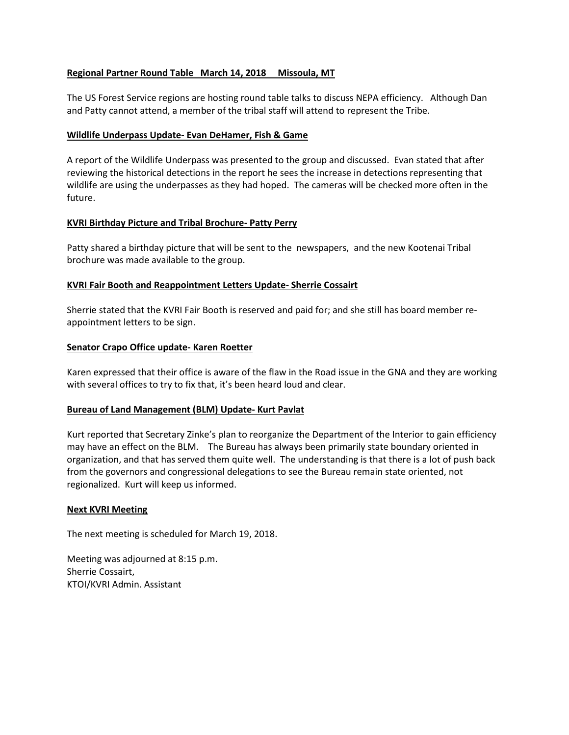**Regional Partner Round Table   March 14, 2018     Missoula, MT**

The US Forest Service regions are hosting round table talks to discuss NEPA efficiency.   Although Dan and Patty cannot attend, a member of the tribal staff will attend to represent the Tribe.

**Wildlife Underpass Update- Evan DeHamer, Fish & Game**

A report of the Wildlife Underpass was presented to the group and discussed.  Evan stated that after reviewing the historical detections in the report he sees the increase in detections representing that wildlife are using the underpasses as they had hoped.  The cameras will be checked more often in the future.

**KVRI Birthday Picture and Tribal Brochure- Patty Perry**

Patty shared a birthday picture that will be sent to the  newspapers,  and the new Kootenai Tribal brochure was made available to the group.

**KVRI Fair Booth and Reappointment Letters Update- Sherrie Cossairt**

Sherrie stated that the KVRI Fair Booth is reserved and paid for; and she still has board member re-appointment letters to be sign.

**Senator Crapo Office update- Karen Roetter**

Karen expressed that their office is aware of the flaw in the Road issue in the GNA and they are working with several offices to try to fix that, it's been heard loud and clear.

**Bureau of Land Management (BLM) Update- Kurt Pavlat**

Kurt reported that Secretary Zinke's plan to reorganize the Department of the Interior to gain efficiency may have an effect on the BLM.    The Bureau has always been primarily state boundary oriented in organization, and that has served them quite well.  The understanding is that there is a lot of push back from the governors and congressional delegations to see the Bureau remain state oriented, not regionalized.  Kurt will keep us informed.

**Next KVRI Meeting**

The next meeting is scheduled for March 19, 2018.

Meeting was adjourned at 8:15 p.m.
Sherrie Cossairt,
KTOI/KVRI Admin. Assistant